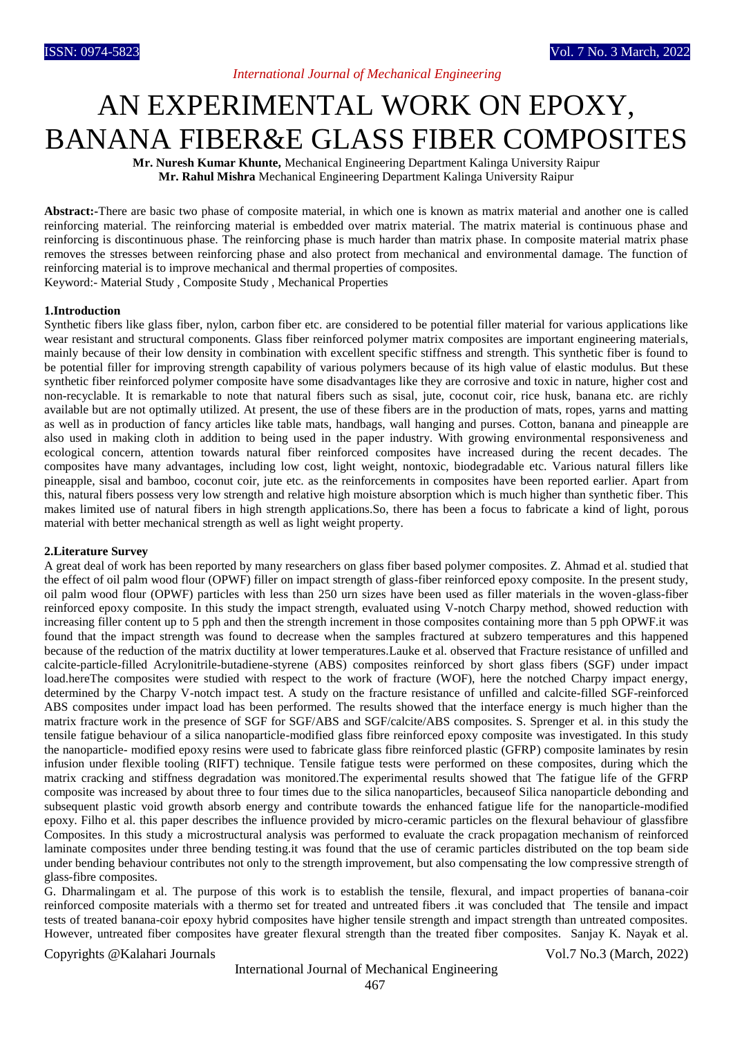# AN EXPERIMENTAL WORK ON EPOXY, BANANA FIBER&E GLASS FIBER COMPOSITES

**Mr. Nuresh Kumar Khunte,** Mechanical Engineering Department Kalinga University Raipur
**Mr. Rahul Mishra** Mechanical Engineering Department Kalinga University Raipur

**Abstract:-**There are basic two phase of composite material, in which one is known as matrix material and another one is called reinforcing material. The reinforcing material is embedded over matrix material. The matrix material is continuous phase and reinforcing is discontinuous phase. The reinforcing phase is much harder than matrix phase. In composite material matrix phase removes the stresses between reinforcing phase and also protect from mechanical and environmental damage. The function of reinforcing material is to improve mechanical and thermal properties of composites.
Keyword:- Material Study , Composite Study , Mechanical Properties

## 1.Introduction

Synthetic fibers like glass fiber, nylon, carbon fiber etc. are considered to be potential filler material for various applications like wear resistant and structural components. Glass fiber reinforced polymer matrix composites are important engineering materials, mainly because of their low density in combination with excellent specific stiffness and strength. This synthetic fiber is found to be potential filler for improving strength capability of various polymers because of its high value of elastic modulus. But these synthetic fiber reinforced polymer composite have some disadvantages like they are corrosive and toxic in nature, higher cost and non-recyclable. It is remarkable to note that natural fibers such as sisal, jute, coconut coir, rice husk, banana etc. are richly available but are not optimally utilized. At present, the use of these fibers are in the production of mats, ropes, yarns and matting as well as in production of fancy articles like table mats, handbags, wall hanging and purses. Cotton, banana and pineapple are also used in making cloth in addition to being used in the paper industry. With growing environmental responsiveness and ecological concern, attention towards natural fiber reinforced composites have increased during the recent decades. The composites have many advantages, including low cost, light weight, nontoxic, biodegradable etc. Various natural fillers like pineapple, sisal and bamboo, coconut coir, jute etc. as the reinforcements in composites have been reported earlier. Apart from this, natural fibers possess very low strength and relative high moisture absorption which is much higher than synthetic fiber. This makes limited use of natural fibers in high strength applications.So, there has been a focus to fabricate a kind of light, porous material with better mechanical strength as well as light weight property.

## 2.Literature Survey

A great deal of work has been reported by many researchers on glass fiber based polymer composites. Z. Ahmad et al. studied that the effect of oil palm wood flour (OPWF) filler on impact strength of glass-fiber reinforced epoxy composite. In the present study, oil palm wood flour (OPWF) particles with less than 250 urn sizes have been used as filler materials in the woven-glass-fiber reinforced epoxy composite. In this study the impact strength, evaluated using V-notch Charpy method, showed reduction with increasing filler content up to 5 pph and then the strength increment in those composites containing more than 5 pph OPWF.it was found that the impact strength was found to decrease when the samples fractured at subzero temperatures and this happened because of the reduction of the matrix ductility at lower temperatures.Lauke et al. observed that Fracture resistance of unfilled and calcite-particle-filled Acrylonitrile-butadiene-styrene (ABS) composites reinforced by short glass fibers (SGF) under impact load.hereThe composites were studied with respect to the work of fracture (WOF), here the notched Charpy impact energy, determined by the Charpy V-notch impact test. A study on the fracture resistance of unfilled and calcite-filled SGF-reinforced ABS composites under impact load has been performed. The results showed that the interface energy is much higher than the matrix fracture work in the presence of SGF for SGF/ABS and SGF/calcite/ABS composites. S. Sprenger et al. in this study the tensile fatigue behaviour of a silica nanoparticle-modified glass fibre reinforced epoxy composite was investigated. In this study the nanoparticle- modified epoxy resins were used to fabricate glass fibre reinforced plastic (GFRP) composite laminates by resin infusion under flexible tooling (RIFT) technique. Tensile fatigue tests were performed on these composites, during which the matrix cracking and stiffness degradation was monitored.The experimental results showed that The fatigue life of the GFRP composite was increased by about three to four times due to the silica nanoparticles, becauseof Silica nanoparticle debonding and subsequent plastic void growth absorb energy and contribute towards the enhanced fatigue life for the nanoparticle-modified epoxy. Filho et al. this paper describes the influence provided by micro-ceramic particles on the flexural behaviour of glassfibre Composites. In this study a microstructural analysis was performed to evaluate the crack propagation mechanism of reinforced laminate composites under three bending testing.it was found that the use of ceramic particles distributed on the top beam side under bending behaviour contributes not only to the strength improvement, but also compensating the low compressive strength of glass-fibre composites.

G. Dharmalingam et al. The purpose of this work is to establish the tensile, flexural, and impact properties of banana-coir reinforced composite materials with a thermo set for treated and untreated fibers .it was concluded that The tensile and impact tests of treated banana-coir epoxy hybrid composites have higher tensile strength and impact strength than untreated composites. However, untreated fiber composites have greater flexural strength than the treated fiber composites. Sanjay K. Nayak et al.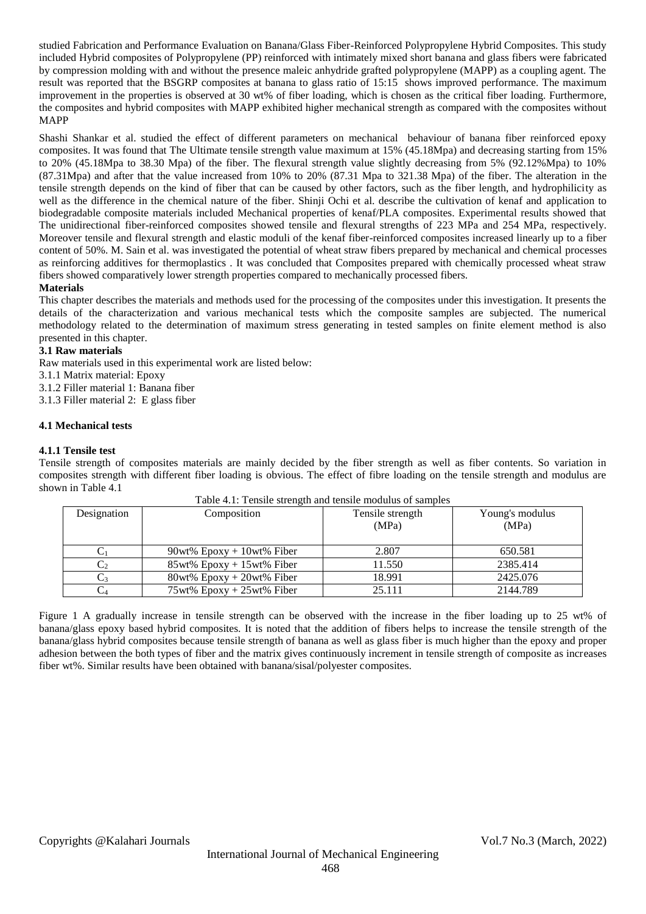studied Fabrication and Performance Evaluation on Banana/Glass Fiber-Reinforced Polypropylene Hybrid Composites. This study included Hybrid composites of Polypropylene (PP) reinforced with intimately mixed short banana and glass fibers were fabricated by compression molding with and without the presence maleic anhydride grafted polypropylene (MAPP) as a coupling agent. The result was reported that the BSGRP composites at banana to glass ratio of 15:15 shows improved performance. The maximum improvement in the properties is observed at 30 wt% of fiber loading, which is chosen as the critical fiber loading. Furthermore, the composites and hybrid composites with MAPP exhibited higher mechanical strength as compared with the composites without MAPP

Shashi Shankar et al. studied the effect of different parameters on mechanical behaviour of banana fiber reinforced epoxy composites. It was found that The Ultimate tensile strength value maximum at 15% (45.18Mpa) and decreasing starting from 15% to 20% (45.18Mpa to 38.30 Mpa) of the fiber. The flexural strength value slightly decreasing from 5% (92.12%Mpa) to 10% (87.31Mpa) and after that the value increased from 10% to 20% (87.31 Mpa to 321.38 Mpa) of the fiber. The alteration in the tensile strength depends on the kind of fiber that can be caused by other factors, such as the fiber length, and hydrophilicity as well as the difference in the chemical nature of the fiber. Shinji Ochi et al. describe the cultivation of kenaf and application to biodegradable composite materials included Mechanical properties of kenaf/PLA composites. Experimental results showed that The unidirectional fiber-reinforced composites showed tensile and flexural strengths of 223 MPa and 254 MPa, respectively. Moreover tensile and flexural strength and elastic moduli of the kenaf fiber-reinforced composites increased linearly up to a fiber content of 50%. M. Sain et al. was investigated the potential of wheat straw fibers prepared by mechanical and chemical processes as reinforcing additives for thermoplastics . It was concluded that Composites prepared with chemically processed wheat straw fibers showed comparatively lower strength properties compared to mechanically processed fibers.

**Materials**

This chapter describes the materials and methods used for the processing of the composites under this investigation. It presents the details of the characterization and various mechanical tests which the composite samples are subjected. The numerical methodology related to the determination of maximum stress generating in tested samples on finite element method is also presented in this chapter.

**3.1 Raw materials**

Raw materials used in this experimental work are listed below:

3.1.1 Matrix material: Epoxy

3.1.2 Filler material 1: Banana fiber

3.1.3 Filler material 2: E glass fiber

**4.1 Mechanical tests**

**4.1.1 Tensile test**

Tensile strength of composites materials are mainly decided by the fiber strength as well as fiber contents. So variation in composites strength with different fiber loading is obvious. The effect of fibre loading on the tensile strength and modulus are shown in Table 4.1

Table 4.1: Tensile strength and tensile modulus of samples

| Designation | Composition | Tensile strength (MPa) | Young's modulus (MPa) |
|---|---|---|---|
| $C_1$ | 90wt% Epoxy + 10wt% Fiber | 2.807 | 650.581 |
| $C_2$ | 85wt% Epoxy + 15wt% Fiber | 11.550 | 2385.414 |
| $C_3$ | 80wt% Epoxy + 20wt% Fiber | 18.991 | 2425.076 |
| $C_4$ | 75wt% Epoxy + 25wt% Fiber | 25.111 | 2144.789 |

Figure 1 A gradually increase in tensile strength can be observed with the increase in the fiber loading up to 25 wt% of banana/glass epoxy based hybrid composites. It is noted that the addition of fibers helps to increase the tensile strength of the banana/glass hybrid composites because tensile strength of banana as well as glass fiber is much higher than the epoxy and proper adhesion between the both types of fiber and the matrix gives continuously increment in tensile strength of composite as increases fiber wt%. Similar results have been obtained with banana/sisal/polyester composites.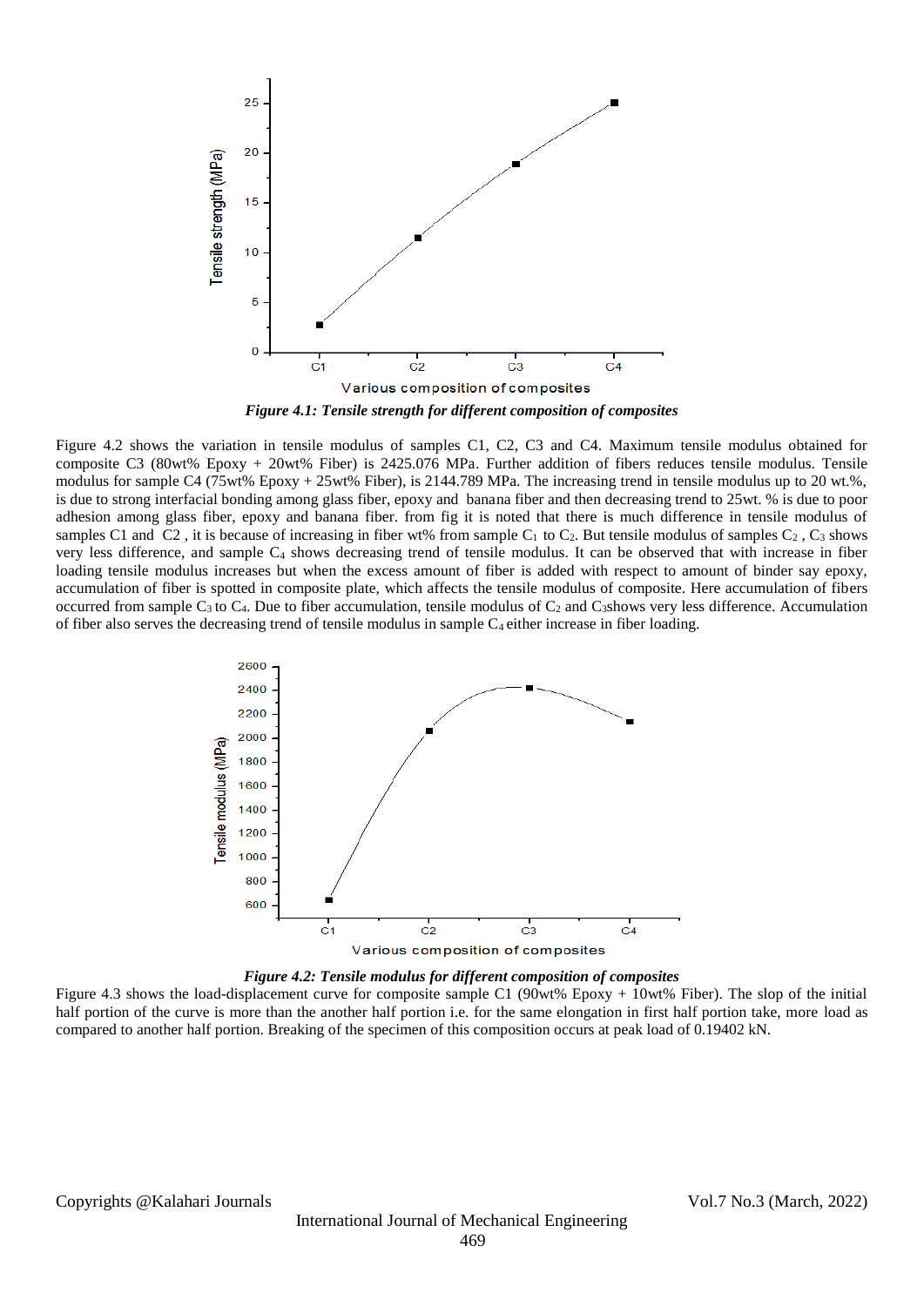*Figure 4.1: Tensile strength for different composition of composites*

Figure 4.2 shows the variation in tensile modulus of samples C1, C2, C3 and C4. Maximum tensile modulus obtained for composite C3 (80wt% Epoxy + 20wt% Fiber) is 2425.076 MPa. Further addition of fibers reduces tensile modulus. Tensile modulus for sample C4 (75wt% Epoxy + 25wt% Fiber), is 2144.789 MPa. The increasing trend in tensile modulus up to 20 wt.%, is due to strong interfacial bonding among glass fiber, epoxy and banana fiber and then decreasing trend to 25wt. % is due to poor adhesion among glass fiber, epoxy and banana fiber. from fig it is noted that there is much difference in tensile modulus of samples C1 and C2 , it is because of increasing in fiber wt% from sample $C_1$ to $C_2$. But tensile modulus of samples $C_2$ , $C_3$ shows very less difference, and sample $C_4$ shows decreasing trend of tensile modulus. It can be observed that with increase in fiber loading tensile modulus increases but when the excess amount of fiber is added with respect to amount of binder say epoxy, accumulation of fiber is spotted in composite plate, which affects the tensile modulus of composite. Here accumulation of fibers occurred from sample $C_3$ to $C_4$. Due to fiber accumulation, tensile modulus of $C_2$ and $C_3$shows very less difference. Accumulation of fiber also serves the decreasing trend of tensile modulus in sample $C_4$ either increase in fiber loading.

*Figure 4.2: Tensile modulus for different composition of composites*

Figure 4.3 shows the load-displacement curve for composite sample C1 (90wt% Epoxy + 10wt% Fiber). The slop of the initial half portion of the curve is more than the another half portion i.e. for the same elongation in first half portion take, more load as compared to another half portion. Breaking of the specimen of this composition occurs at peak load of 0.19402 kN.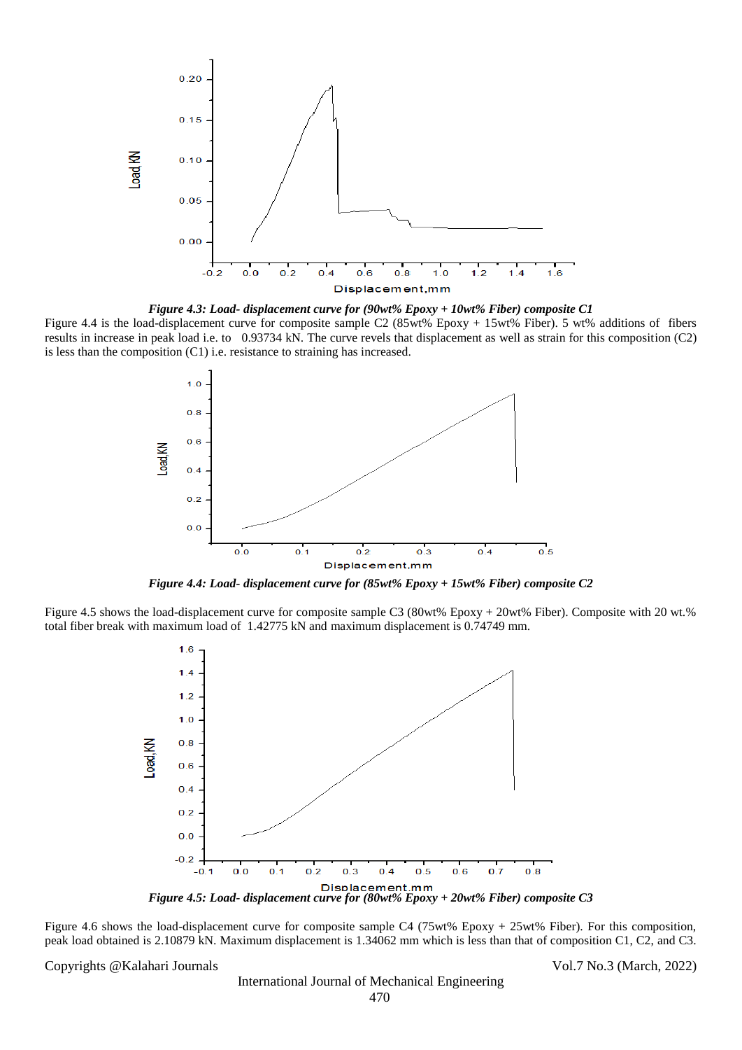*Figure 4.3: Load- displacement curve for (90wt% Epoxy + 10wt% Fiber) composite C1*

Figure 4.4 is the load-displacement curve for composite sample C2 (85wt% Epoxy + 15wt% Fiber). 5 wt% additions of fibers results in increase in peak load i.e. to 0.93734 kN. The curve revels that displacement as well as strain for this composition (C2) is less than the composition (C1) i.e. resistance to straining has increased.

*Figure 4.4: Load- displacement curve for (85wt% Epoxy + 15wt% Fiber) composite C2*

Figure 4.5 shows the load-displacement curve for composite sample C3 (80wt% Epoxy + 20wt% Fiber). Composite with 20 wt.% total fiber break with maximum load of 1.42775 kN and maximum displacement is 0.74749 mm.

*Figure 4.5: Load- displacement curve for (80wt% Epoxy + 20wt% Fiber) composite C3*

Figure 4.6 shows the load-displacement curve for composite sample C4 (75wt% Epoxy + 25wt% Fiber). For this composition, peak load obtained is 2.10879 kN. Maximum displacement is 1.34062 mm which is less than that of composition C1, C2, and C3.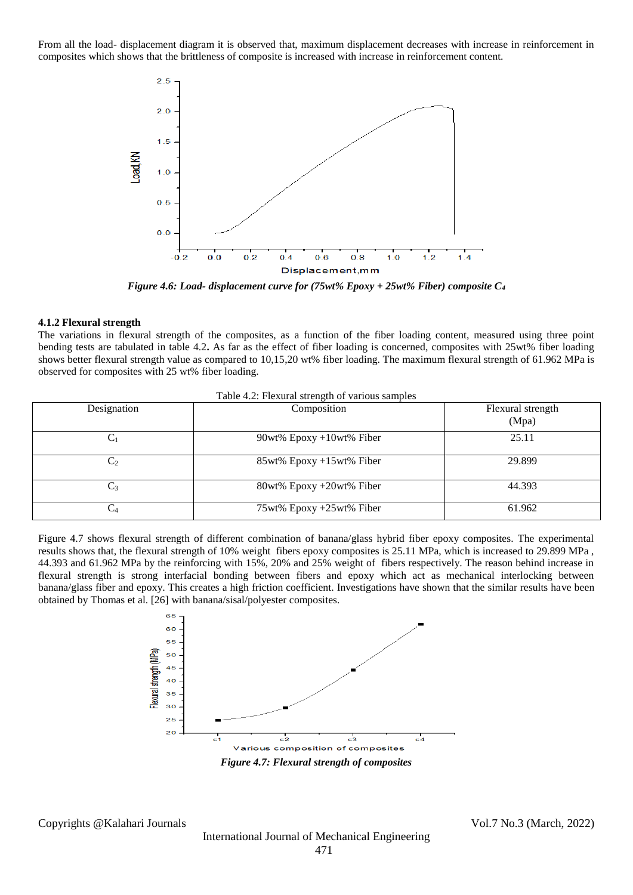From all the load- displacement diagram it is observed that, maximum displacement decreases with increase in reinforcement in composites which shows that the brittleness of composite is increased with increase in reinforcement content.

*Figure 4.6: Load- displacement curve for (75wt% Epoxy + 25wt% Fiber) composite $C_4$*

### 4.1.2 Flexural strength

The variations in flexural strength of the composites, as a function of the fiber loading content, measured using three point bending tests are tabulated in table 4.2. As far as the effect of fiber loading is concerned, composites with 25wt% fiber loading shows better flexural strength value as compared to 10,15,20 wt% fiber loading. The maximum flexural strength of 61.962 MPa is observed for composites with 25 wt% fiber loading.

Table 4.2: Flexural strength of various samples

| Designation | Composition | Flexural strength (Mpa) |
|---|---|---|
| $C_1$ | 90wt% Epoxy +10wt% Fiber | 25.11 |
| $C_2$ | 85wt% Epoxy +15wt% Fiber | 29.899 |
| $C_3$ | 80wt% Epoxy +20wt% Fiber | 44.393 |
| $C_4$ | 75wt% Epoxy +25wt% Fiber | 61.962 |

Figure 4.7 shows flexural strength of different combination of banana/glass hybrid fiber epoxy composites. The experimental results shows that, the flexural strength of 10% weight fibers epoxy composites is 25.11 MPa, which is increased to 29.899 MPa , 44.393 and 61.962 MPa by the reinforcing with 15%, 20% and 25% weight of fibers respectively. The reason behind increase in flexural strength is strong interfacial bonding between fibers and epoxy which act as mechanical interlocking between banana/glass fiber and epoxy. This creates a high friction coefficient. Investigations have shown that the similar results have been obtained by Thomas et al. [26] with banana/sisal/polyester composites.

*Figure 4.7: Flexural strength of composites*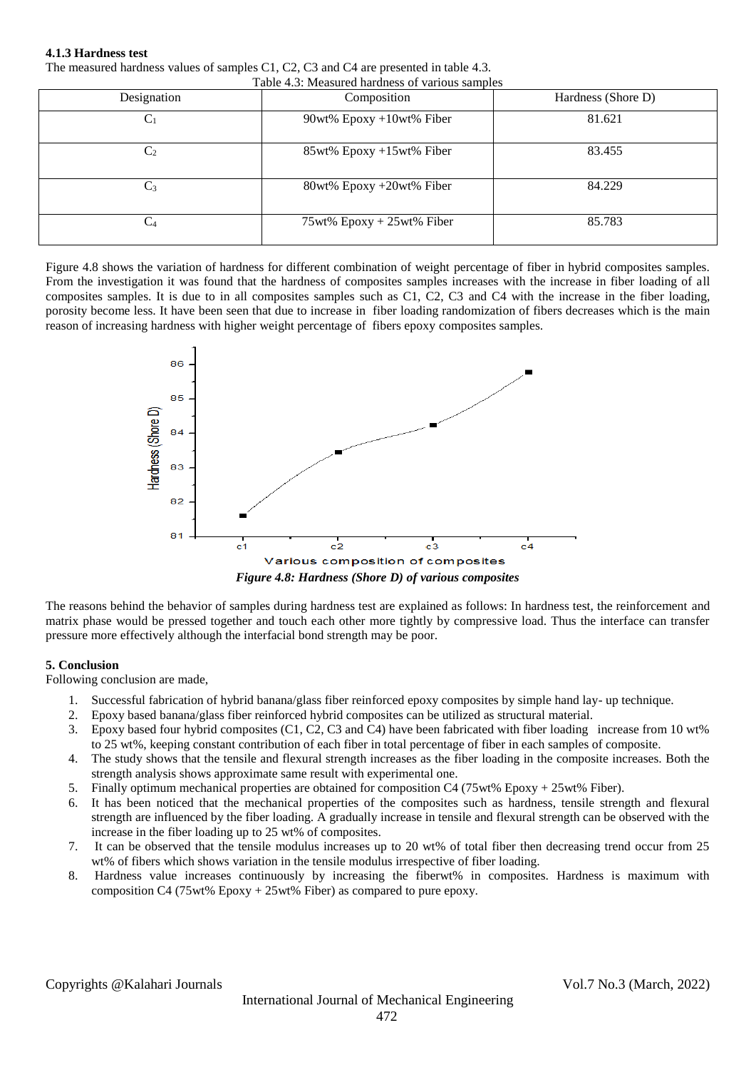### 4.1.3 Hardness test

The measured hardness values of samples C1, C2, C3 and C4 are presented in table 4.3.

Table 4.3: Measured hardness of various samples

| Designation | Composition | Hardness (Shore D) |
|---|---|---|
| $C_1$ | 90wt% Epoxy +10wt% Fiber | 81.621 |
| $C_2$ | 85wt% Epoxy +15wt% Fiber | 83.455 |
| $C_3$ | 80wt% Epoxy +20wt% Fiber | 84.229 |
| $C_4$ | 75wt% Epoxy + 25wt% Fiber | 85.783 |

Figure 4.8 shows the variation of hardness for different combination of weight percentage of fiber in hybrid composites samples. From the investigation it was found that the hardness of composites samples increases with the increase in fiber loading of all composites samples. It is due to in all composites samples such as C1, C2, C3 and C4 with the increase in the fiber loading, porosity become less. It have been seen that due to increase in fiber loading randomization of fibers decreases which is the main reason of increasing hardness with higher weight percentage of fibers epoxy composites samples.

*Figure 4.8: Hardness (Shore D) of various composites*

The reasons behind the behavior of samples during hardness test are explained as follows: In hardness test, the reinforcement and matrix phase would be pressed together and touch each other more tightly by compressive load. Thus the interface can transfer pressure more effectively although the interfacial bond strength may be poor.

## 5. Conclusion

Following conclusion are made,

1. Successful fabrication of hybrid banana/glass fiber reinforced epoxy composites by simple hand lay- up technique.
2. Epoxy based banana/glass fiber reinforced hybrid composites can be utilized as structural material.
3. Epoxy based four hybrid composites (C1, C2, C3 and C4) have been fabricated with fiber loading increase from 10 wt% to 25 wt%, keeping constant contribution of each fiber in total percentage of fiber in each samples of composite.
4. The study shows that the tensile and flexural strength increases as the fiber loading in the composite increases. Both the strength analysis shows approximate same result with experimental one.
5. Finally optimum mechanical properties are obtained for composition C4 (75wt% Epoxy + 25wt% Fiber).
6. It has been noticed that the mechanical properties of the composites such as hardness, tensile strength and flexural strength are influenced by the fiber loading. A gradually increase in tensile and flexural strength can be observed with the increase in the fiber loading up to 25 wt% of composites.
7. It can be observed that the tensile modulus increases up to 20 wt% of total fiber then decreasing trend occur from 25 wt% of fibers which shows variation in the tensile modulus irrespective of fiber loading.
8. Hardness value increases continuously by increasing the fiberwt% in composites. Hardness is maximum with composition C4 (75wt% Epoxy + 25wt% Fiber) as compared to pure epoxy.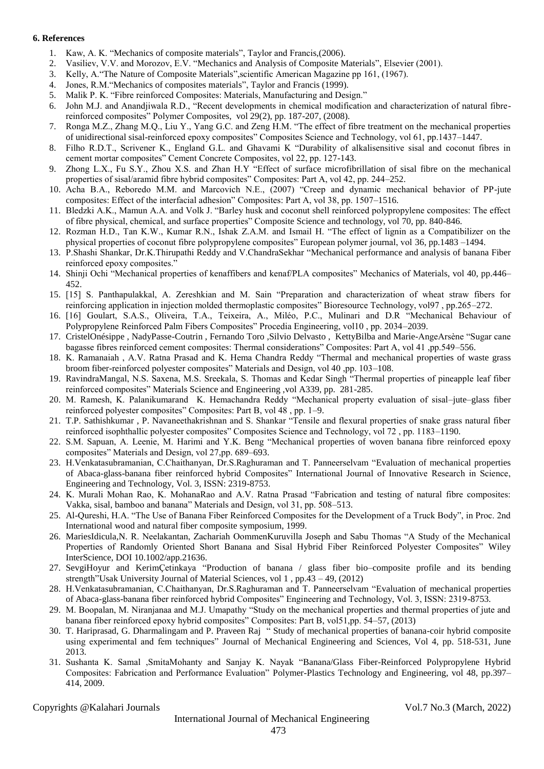### 6. References

1. Kaw, A. K. “Mechanics of composite materials”, Taylor and Francis,(2006).
2. Vasiliev, V.V. and Morozov, E.V. “Mechanics and Analysis of Composite Materials”, Elsevier (2001).
3. Kelly, A.“The Nature of Composite Materials”,scientific American Magazine pp 161, (1967).
4. Jones, R.M.“Mechanics of composites materials”, Taylor and Francis (1999).
5. Malik P. K. “Fibre reinforced Composites: Materials, Manufacturing and Design.”
6. John M.J. and Anandjiwala R.D., “Recent developments in chemical modification and characterization of natural fibre-reinforced composites” Polymer Composites, vol 29(2), pp. 187-207, (2008).
7. Ronga M.Z., Zhang M.Q., Liu Y., Yang G.C. and Zeng H.M. “The effect of fibre treatment on the mechanical properties of unidirectional sisal-reinforced epoxy composites” Composites Science and Technology, vol 61, pp.1437–1447.
8. Filho R.D.T., Scrivener K., England G.L. and Ghavami K “Durability of alkalisensitive sisal and coconut fibres in cement mortar composites” Cement Concrete Composites, vol 22, pp. 127-143.
9. Zhong L.X., Fu S.Y., Zhou X.S. and Zhan H.Y “Effect of surface microfibrillation of sisal fibre on the mechanical properties of sisal/aramid fibre hybrid composites” Composites: Part A, vol 42, pp. 244–252.
10. Acha B.A., Reboredo M.M. and Marcovich N.E., (2007) “Creep and dynamic mechanical behavior of PP-jute composites: Effect of the interfacial adhesion” Composites: Part A, vol 38, pp. 1507–1516.
11. Bledzki A.K., Mamun A.A. and Volk J. “Barley husk and coconut shell reinforced polypropylene composites: The effect of fibre physical, chemical, and surface properties” Composite Science and technology, vol 70, pp. 840-846.
12. Rozman H.D., Tan K.W., Kumar R.N., Ishak Z.A.M. and Ismail H. “The effect of lignin as a Compatibilizer on the physical properties of coconut fibre polypropylene composites” European polymer journal, vol 36, pp.1483 –1494.
13. P.Shashi Shankar, Dr.K.Thirupathi Reddy and V.ChandraSekhar “Mechanical performance and analysis of banana Fiber reinforced epoxy composites.”
14. Shinji Ochi “Mechanical properties of kenaffibers and kenaf/PLA composites” Mechanics of Materials, vol 40, pp.446–452.
15. [15] S. Panthapulakkal, A. Zereshkian and M. Sain “Preparation and characterization of wheat straw fibers for reinforcing application in injection molded thermoplastic composites” Bioresource Technology, vol97 , pp.265–272.
16. [16] Goulart, S.A.S., Oliveira, T.A., Teixeira, A., Miléo, P.C., Mulinari and D.R “Mechanical Behaviour of Polypropylene Reinforced Palm Fibers Composites” Procedia Engineering, vol10 , pp. 2034–2039.
17. CristelOnésippe , NadyPasse-Coutrin , Fernando Toro ,Silvio Delvasto , KettyBilba and Marie-AngeArsène “Sugar cane bagasse fibres reinforced cement composites: Thermal considerations” Composites: Part A, vol 41 ,pp.549–556.
18. K. Ramanaiah , A.V. Ratna Prasad and K. Hema Chandra Reddy “Thermal and mechanical properties of waste grass broom fiber-reinforced polyester composites” Materials and Design, vol 40 ,pp. 103–108.
19. RavindraMangal, N.S. Saxena, M.S. Sreekala, S. Thomas and Kedar Singh “Thermal properties of pineapple leaf fiber reinforced composites” Materials Science and Engineering ,vol A339, pp. 281-285.
20. M. Ramesh, K. Palanikumarand K. Hemachandra Reddy “Mechanical property evaluation of sisal–jute–glass fiber reinforced polyester composites” Composites: Part B, vol 48 , pp. 1–9.
21. T.P. Sathishkumar , P. Navaneethakrishnan and S. Shankar “Tensile and flexural properties of snake grass natural fiber reinforced isophthallic polyester composites” Composites Science and Technology, vol 72 , pp. 1183–1190.
22. S.M. Sapuan, A. Leenie, M. Harimi and Y.K. Beng “Mechanical properties of woven banana fibre reinforced epoxy composites” Materials and Design, vol 27,pp. 689–693.
23. H.Venkatasubramanian, C.Chaithanyan, Dr.S.Raghuraman and T. Panneerselvam “Evaluation of mechanical properties of Abaca-glass-banana fiber reinforced hybrid Composites” International Journal of Innovative Research in Science, Engineering and Technology, Vol. 3, ISSN: 2319-8753.
24. K. Murali Mohan Rao, K. MohanaRao and A.V. Ratna Prasad “Fabrication and testing of natural fibre composites: Vakka, sisal, bamboo and banana” Materials and Design, vol 31, pp. 508–513.
25. Al-Qureshi, H.A. “The Use of Banana Fiber Reinforced Composites for the Development of a Truck Body”, in Proc. 2nd International wood and natural fiber composite symposium, 1999.
26. MariesIdicula,N. R. Neelakantan, Zachariah OommenKuruvilla Joseph and Sabu Thomas “A Study of the Mechanical Properties of Randomly Oriented Short Banana and Sisal Hybrid Fiber Reinforced Polyester Composites” Wiley InterScience, DOI 10.1002/app.21636.
27. SevgiHoyur and KerimÇetinkaya “Production of banana / glass fiber bio–composite profile and its bending strength”Usak University Journal of Material Sciences, vol 1 , pp.43 – 49, (2012)
28. H.Venkatasubramanian, C.Chaithanyan, Dr.S.Raghuraman and T. Panneerselvam “Evaluation of mechanical properties of Abaca-glass-banana fiber reinforced hybrid Composites” Engineering and Technology, Vol. 3, ISSN: 2319-8753.
29. M. Boopalan, M. Niranjanaa and M.J. Umapathy “Study on the mechanical properties and thermal properties of jute and banana fiber reinforced epoxy hybrid composites” Composites: Part B, vol51,pp. 54–57, (2013)
30. T. Hariprasad, G. Dharmalingam and P. Praveen Raj “ Study of mechanical properties of banana-coir hybrid composite using experimental and fem techniques” Journal of Mechanical Engineering and Sciences, Vol 4, pp. 518-531, June 2013.
31. Sushanta K. Samal ,SmitaMohanty and Sanjay K. Nayak “Banana/Glass Fiber-Reinforced Polypropylene Hybrid Composites: Fabrication and Performance Evaluation” Polymer-Plastics Technology and Engineering, vol 48, pp.397–414, 2009.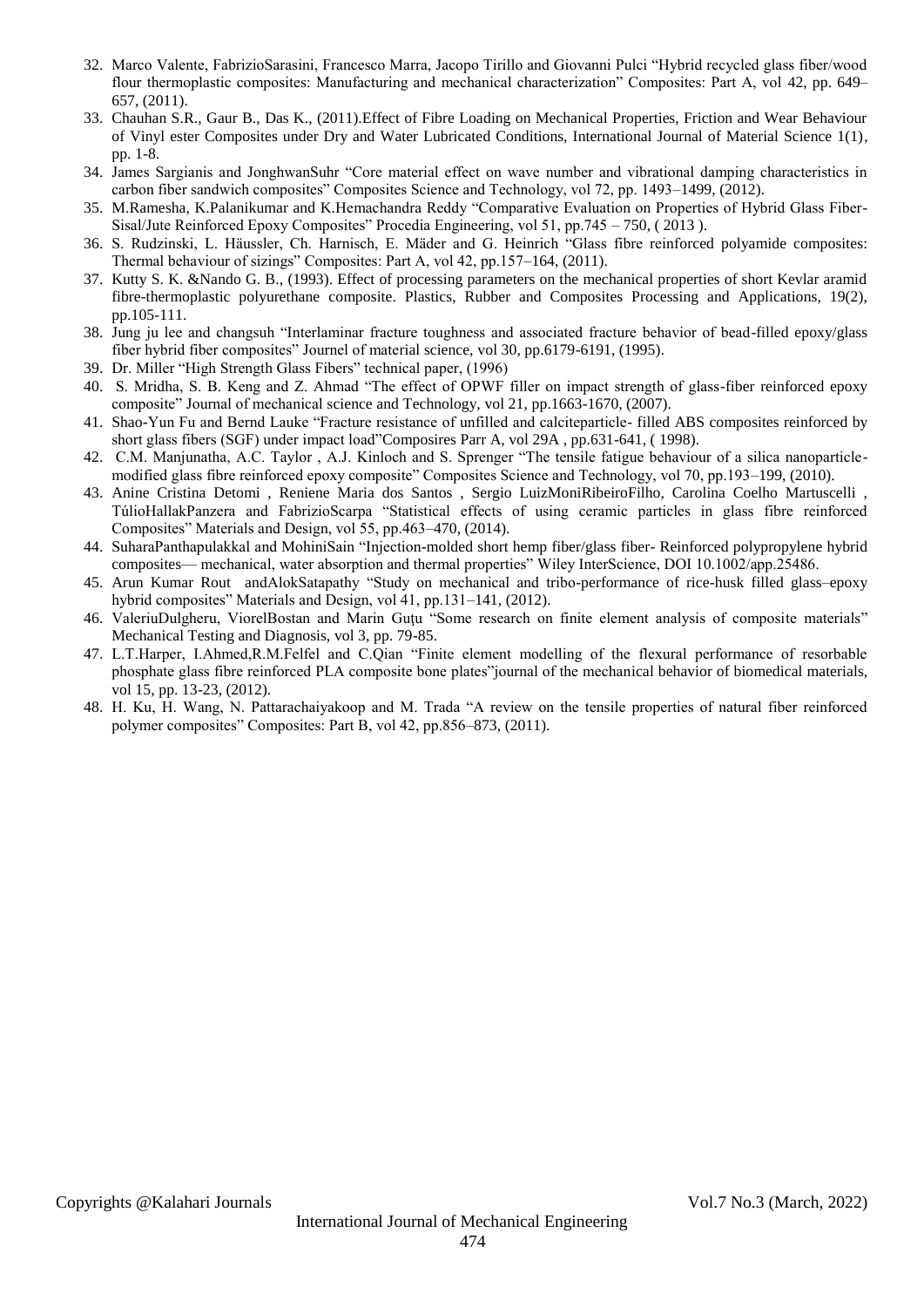32. Marco Valente, FabrizioSarasini, Francesco Marra, Jacopo Tirillo and Giovanni Pulci "Hybrid recycled glass fiber/wood flour thermoplastic composites: Manufacturing and mechanical characterization" Composites: Part A, vol 42, pp. 649–657, (2011).
33. Chauhan S.R., Gaur B., Das K., (2011).Effect of Fibre Loading on Mechanical Properties, Friction and Wear Behaviour of Vinyl ester Composites under Dry and Water Lubricated Conditions, International Journal of Material Science 1(1), pp. 1-8.
34. James Sargianis and JonghwanSuhr "Core material effect on wave number and vibrational damping characteristics in carbon fiber sandwich composites" Composites Science and Technology, vol 72, pp. 1493–1499, (2012).
35. M.Ramesha, K.Palanikumar and K.Hemachandra Reddy "Comparative Evaluation on Properties of Hybrid Glass Fiber-Sisal/Jute Reinforced Epoxy Composites" Procedia Engineering, vol 51, pp.745 – 750, ( 2013 ).
36. S. Rudzinski, L. Häussler, Ch. Harnisch, E. Mäder and G. Heinrich "Glass fibre reinforced polyamide composites: Thermal behaviour of sizings" Composites: Part A, vol 42, pp.157–164, (2011).
37. Kutty S. K. &Nando G. B., (1993). Effect of processing parameters on the mechanical properties of short Kevlar aramid fibre-thermoplastic polyurethane composite. Plastics, Rubber and Composites Processing and Applications, 19(2), pp.105-111.
38. Jung ju lee and changsuh "Interlaminar fracture toughness and associated fracture behavior of bead-filled epoxy/glass fiber hybrid fiber composites" Journel of material science, vol 30, pp.6179-6191, (1995).
39. Dr. Miller "High Strength Glass Fibers" technical paper, (1996)
40. S. Mridha, S. B. Keng and Z. Ahmad "The effect of OPWF filler on impact strength of glass-fiber reinforced epoxy composite" Journal of mechanical science and Technology, vol 21, pp.1663-1670, (2007).
41. Shao-Yun Fu and Bernd Lauke "Fracture resistance of unfilled and calciteparticle- filled ABS composites reinforced by short glass fibers (SGF) under impact load"Composires Parr A, vol 29A , pp.631-641, ( 1998).
42. C.M. Manjunatha, A.C. Taylor , A.J. Kinloch and S. Sprenger "The tensile fatigue behaviour of a silica nanoparticle-modified glass fibre reinforced epoxy composite" Composites Science and Technology, vol 70, pp.193–199, (2010).
43. Anine Cristina Detomi , Reniene Maria dos Santos , Sergio LuizMoniRibeiroFilho, Carolina Coelho Martuscelli , TúlioHallakPanzera and FabrizioScarpa "Statistical effects of using ceramic particles in glass fibre reinforced Composites" Materials and Design, vol 55, pp.463–470, (2014).
44. SuharaPanthapulakkal and MohiniSain "Injection-molded short hemp fiber/glass fiber- Reinforced polypropylene hybrid composites— mechanical, water absorption and thermal properties" Wiley InterScience, DOI 10.1002/app.25486.
45. Arun Kumar Rout andAlokSatapathy "Study on mechanical and tribo-performance of rice-husk filled glass–epoxy hybrid composites" Materials and Design, vol 41, pp.131–141, (2012).
46. ValeriuDulgheru, ViorelBostan and Marin Guțu "Some research on finite element analysis of composite materials" Mechanical Testing and Diagnosis, vol 3, pp. 79-85.
47. L.T.Harper, I.Ahmed,R.M.Felfel and C.Qian "Finite element modelling of the flexural performance of resorbable phosphate glass fibre reinforced PLA composite bone plates"journal of the mechanical behavior of biomedical materials, vol 15, pp. 13-23, (2012).
48. H. Ku, H. Wang, N. Pattarachaiyakoop and M. Trada "A review on the tensile properties of natural fiber reinforced polymer composites" Composites: Part B, vol 42, pp.856–873, (2011).